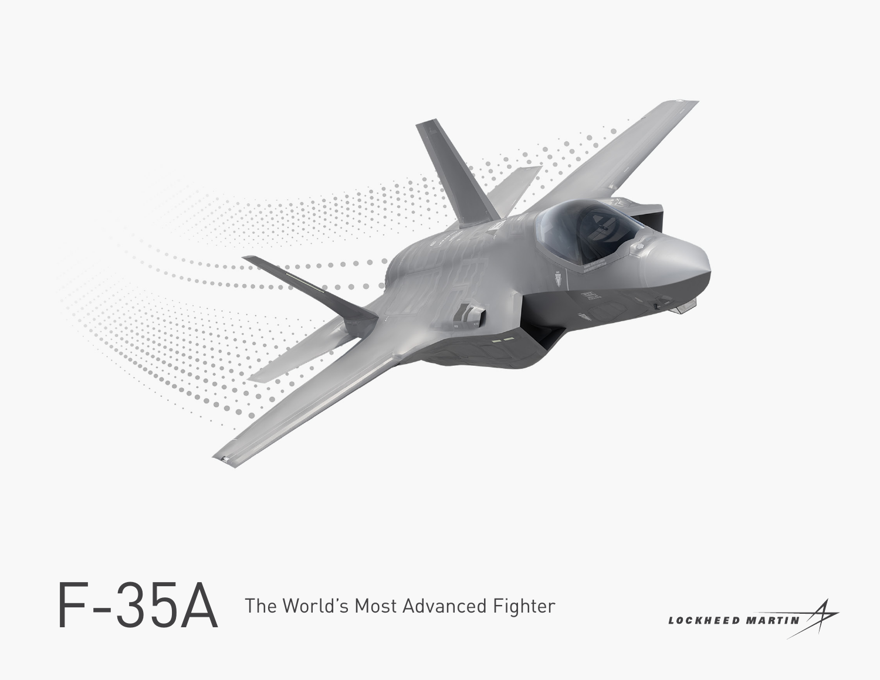# F-35A

The World's Most Advanced Fighter

LOCKHEED MARTIN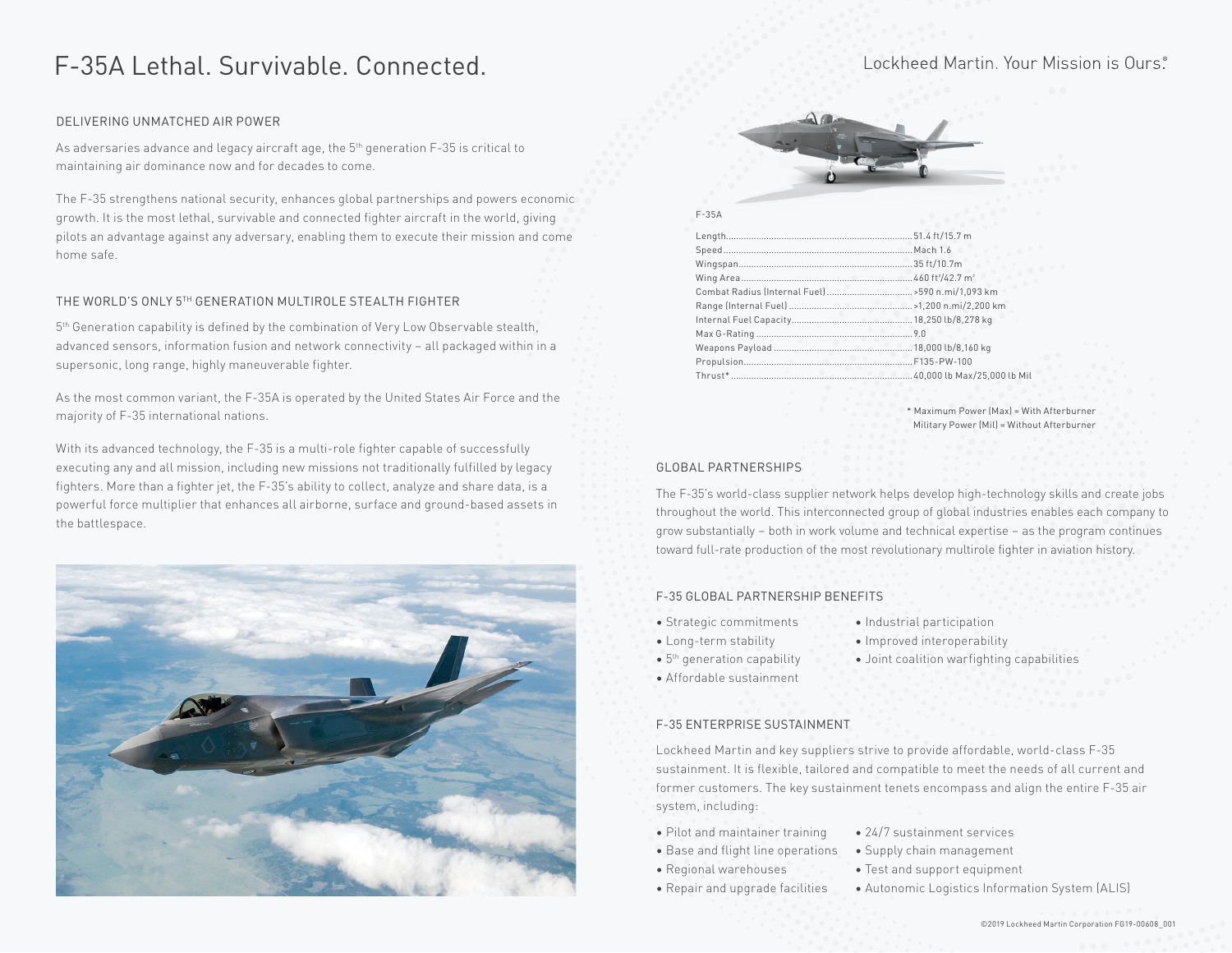# F-35A Lethal. Survivable. Connected.

Lockheed Martin. Your Mission is Ours.®

## DELIVERING UNMATCHED AIR POWER

As adversaries advance and legacy aircraft age, the 5th generation F-35 is critical to maintaining air dominance now and for decades to come.

The F-35 strengthens national security, enhances global partnerships and powers economic growth. It is the most lethal, survivable and connected fighter aircraft in the world, giving pilots an advantage against any adversary, enabling them to execute their mission and come home safe.

## THE WORLD'S ONLY 5TH GENERATION MULTIROLE STEALTH FIGHTER

5th Generation capability is defined by the combination of Very Low Observable stealth, advanced sensors, information fusion and network connectivity – all packaged within in a supersonic, long range, highly maneuverable fighter.

As the most common variant, the F-35A is operated by the United States Air Force and the majority of F-35 international nations.

With its advanced technology, the F-35 is a multi-role fighter capable of successfully executing any and all mission, including new missions not traditionally fulfilled by legacy fighters. More than a fighter jet, the F-35's ability to collect, analyze and share data, is a powerful force multiplier that enhances all airborne, surface and ground-based assets in the battlespace.

F-35A

| | |
|---|---|
| Length | 51.4 ft/15.7 m |
| Speed | Mach 1.6 |
| Wingspan | 35 ft/10.7m |
| Wing Area | 460 ft²/42.7 m² |
| Combat Radius (Internal Fuel) | >590 n.mi/1,093 km |
| Range (Internal Fuel) | >1,200 n.mi/2,200 km |
| Internal Fuel Capacity | 18,250 lb/8,278 kg |
| Max G-Rating | 9.0 |
| Weapons Payload | 18,000 lb/8,160 kg |
| Propulsion | F135-PW-100 |
| Thrust* | 40,000 lb Max/25,000 lb Mil |

* Maximum Power (Max) = With Afterburner
Military Power (Mil) = Without Afterburner

## GLOBAL PARTNERSHIPS

The F-35's world-class supplier network helps develop high-technology skills and create jobs throughout the world. This interconnected group of global industries enables each company to grow substantially – both in work volume and technical expertise – as the program continues toward full-rate production of the most revolutionary multirole fighter in aviation history.

## F-35 GLOBAL PARTNERSHIP BENEFITS

- Strategic commitments
- Long-term stability
- 5th generation capability
- Affordable sustainment
- Industrial participation
- Improved interoperability
- Joint coalition warfighting capabilities

## F-35 ENTERPRISE SUSTAINMENT

Lockheed Martin and key suppliers strive to provide affordable, world-class F-35 sustainment. It is flexible, tailored and compatible to meet the needs of all current and former customers. The key sustainment tenets encompass and align the entire F-35 air system, including:

- Pilot and maintainer training
- Base and flight line operations
- Regional warehouses
- Repair and upgrade facilities
- 24/7 sustainment services
- Supply chain management
- Test and support equipment
- Autonomic Logistics Information System (ALIS)

©2019 Lockheed Martin Corporation FG19-00608_001